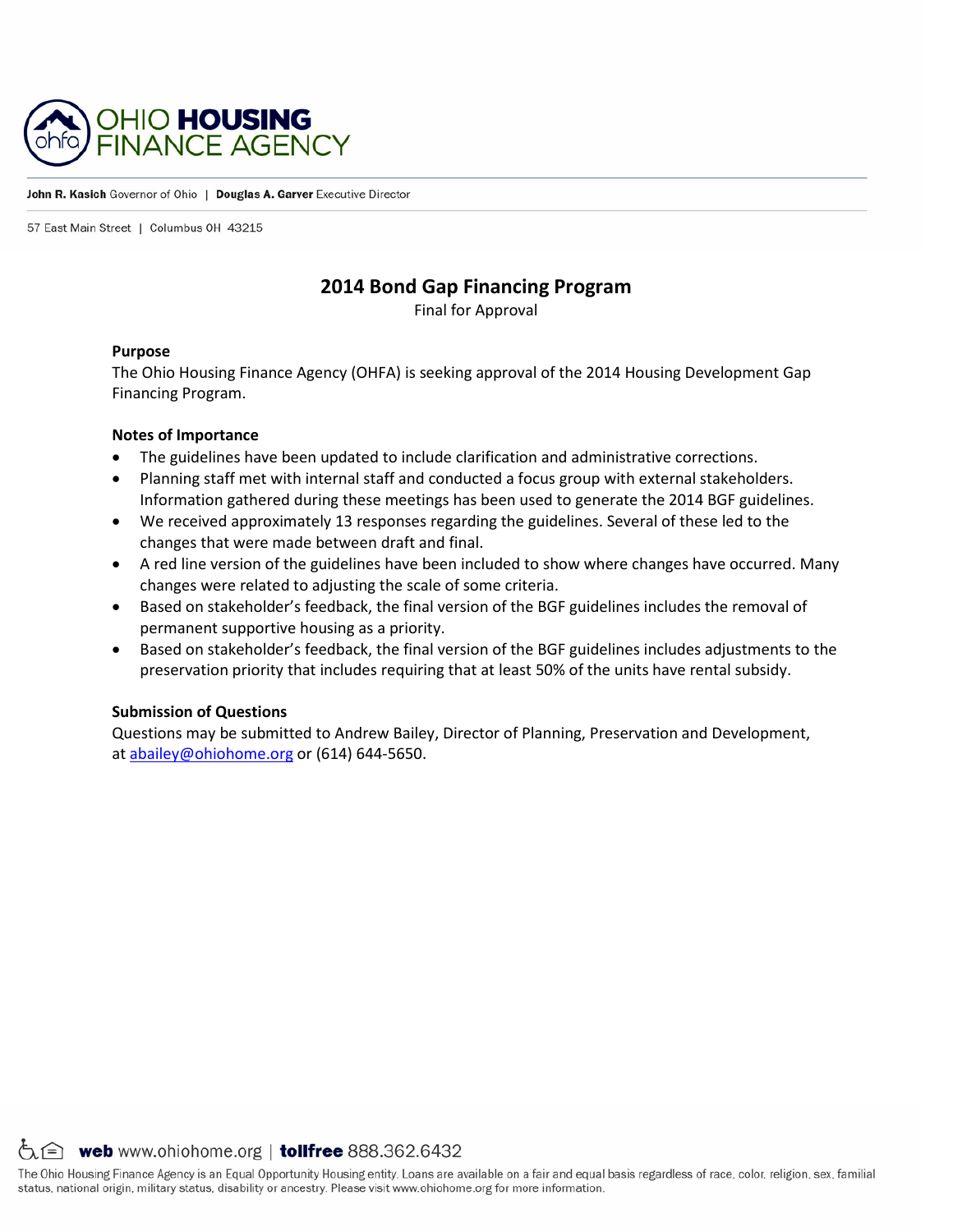# OHIO HOUSING FINANCE AGENCY

**John R. Kasich** Governor of Ohio | **Douglas A. Garver** Executive Director

57 East Main Street | Columbus OH 43215

## 2014 Bond Gap Financing Program

Final for Approval

### Purpose

The Ohio Housing Finance Agency (OHFA) is seeking approval of the 2014 Housing Development Gap Financing Program.

### Notes of Importance

- The guidelines have been updated to include clarification and administrative corrections.
- Planning staff met with internal staff and conducted a focus group with external stakeholders. Information gathered during these meetings has been used to generate the 2014 BGF guidelines.
- We received approximately 13 responses regarding the guidelines. Several of these led to the changes that were made between draft and final.
- A red line version of the guidelines have been included to show where changes have occurred. Many changes were related to adjusting the scale of some criteria.
- Based on stakeholder's feedback, the final version of the BGF guidelines includes the removal of permanent supportive housing as a priority.
- Based on stakeholder's feedback, the final version of the BGF guidelines includes adjustments to the preservation priority that includes requiring that at least 50% of the units have rental subsidy.

### Submission of Questions

Questions may be submitted to Andrew Bailey, Director of Planning, Preservation and Development, at abailey@ohiohome.org or (614) 644-5650.

**web** www.ohiohome.org | **tollfree** 888.362.6432

The Ohio Housing Finance Agency is an Equal Opportunity Housing entity. Loans are available on a fair and equal basis regardless of race, color, religion, sex, familial status, national origin, military status, disability or ancestry. Please visit www.ohiohome.org for more information.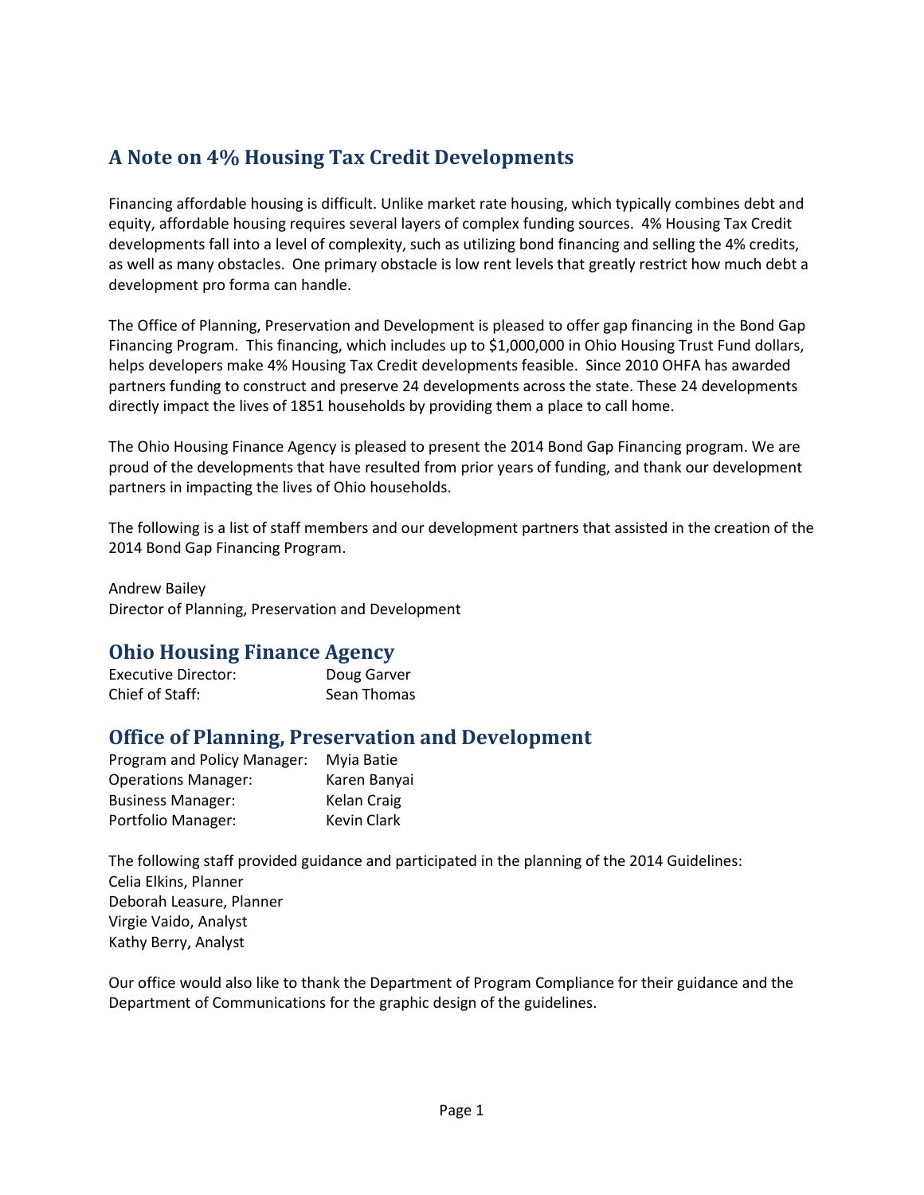## A Note on 4% Housing Tax Credit Developments

Financing affordable housing is difficult. Unlike market rate housing, which typically combines debt and equity, affordable housing requires several layers of complex funding sources. 4% Housing Tax Credit developments fall into a level of complexity, such as utilizing bond financing and selling the 4% credits, as well as many obstacles. One primary obstacle is low rent levels that greatly restrict how much debt a development pro forma can handle.

The Office of Planning, Preservation and Development is pleased to offer gap financing in the Bond Gap Financing Program. This financing, which includes up to $1,000,000 in Ohio Housing Trust Fund dollars, helps developers make 4% Housing Tax Credit developments feasible. Since 2010 OHFA has awarded partners funding to construct and preserve 24 developments across the state. These 24 developments directly impact the lives of 1851 households by providing them a place to call home.

The Ohio Housing Finance Agency is pleased to present the 2014 Bond Gap Financing program. We are proud of the developments that have resulted from prior years of funding, and thank our development partners in impacting the lives of Ohio households.

The following is a list of staff members and our development partners that assisted in the creation of the 2014 Bond Gap Financing Program.

Andrew Bailey
Director of Planning, Preservation and Development

## Ohio Housing Finance Agency

| | |
|---|---|
| Executive Director: | Doug Garver |
| Chief of Staff: | Sean Thomas |

## Office of Planning, Preservation and Development

| | |
|---|---|
| Program and Policy Manager: | Myia Batie |
| Operations Manager: | Karen Banyai |
| Business Manager: | Kelan Craig |
| Portfolio Manager: | Kevin Clark |

The following staff provided guidance and participated in the planning of the 2014 Guidelines:
Celia Elkins, Planner
Deborah Leasure, Planner
Virgie Vaido, Analyst
Kathy Berry, Analyst

Our office would also like to thank the Department of Program Compliance for their guidance and the Department of Communications for the graphic design of the guidelines.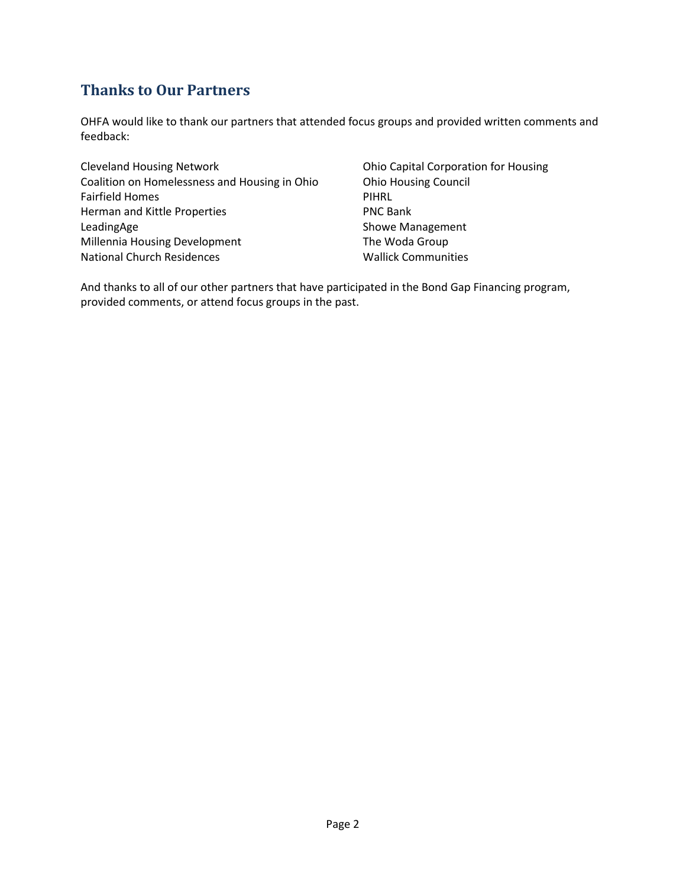## Thanks to Our Partners

OHFA would like to thank our partners that attended focus groups and provided written comments and feedback:

Cleveland Housing Network
Coalition on Homelessness and Housing in Ohio
Fairfield Homes
Herman and Kittle Properties
LeadingAge
Millennia Housing Development
National Church Residences
Ohio Capital Corporation for Housing
Ohio Housing Council
PIHRL
PNC Bank
Showe Management
The Woda Group
Wallick Communities

And thanks to all of our other partners that have participated in the Bond Gap Financing program, provided comments, or attend focus groups in the past.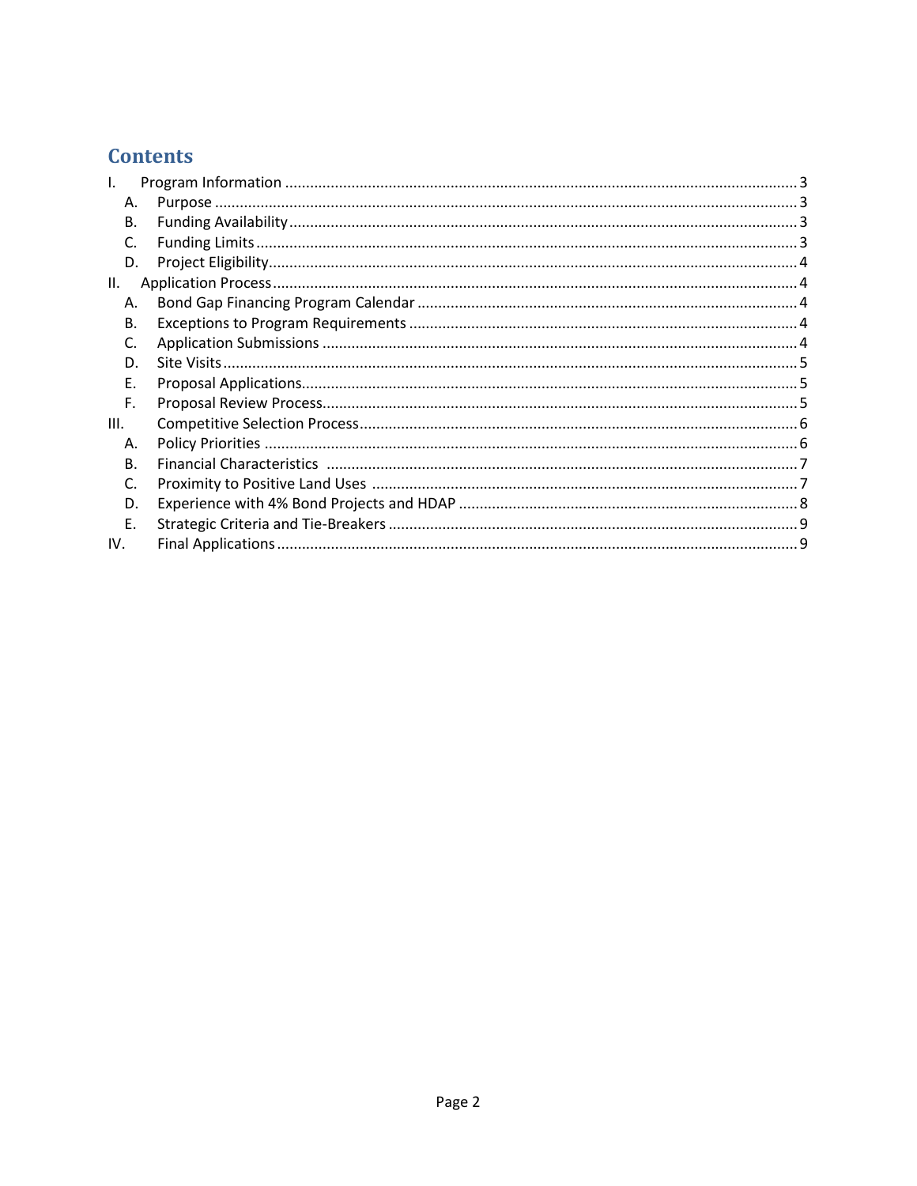# Contents

- I. Program Information ........ 3
  - A. Purpose ........ 3
  - B. Funding Availability ........ 3
  - C. Funding Limits ........ 3
  - D. Project Eligibility ........ 4
- II. Application Process ........ 4
  - A. Bond Gap Financing Program Calendar ........ 4
  - B. Exceptions to Program Requirements ........ 4
  - C. Application Submissions ........ 4
  - D. Site Visits ........ 5
  - E. Proposal Applications ........ 5
  - F. Proposal Review Process ........ 5
- III. Competitive Selection Process ........ 6
  - A. Policy Priorities ........ 6
  - B. Financial Characteristics ........ 7
  - C. Proximity to Positive Land Uses ........ 7
  - D. Experience with 4% Bond Projects and HDAP ........ 8
  - E. Strategic Criteria and Tie-Breakers ........ 9
- IV. Final Applications ........ 9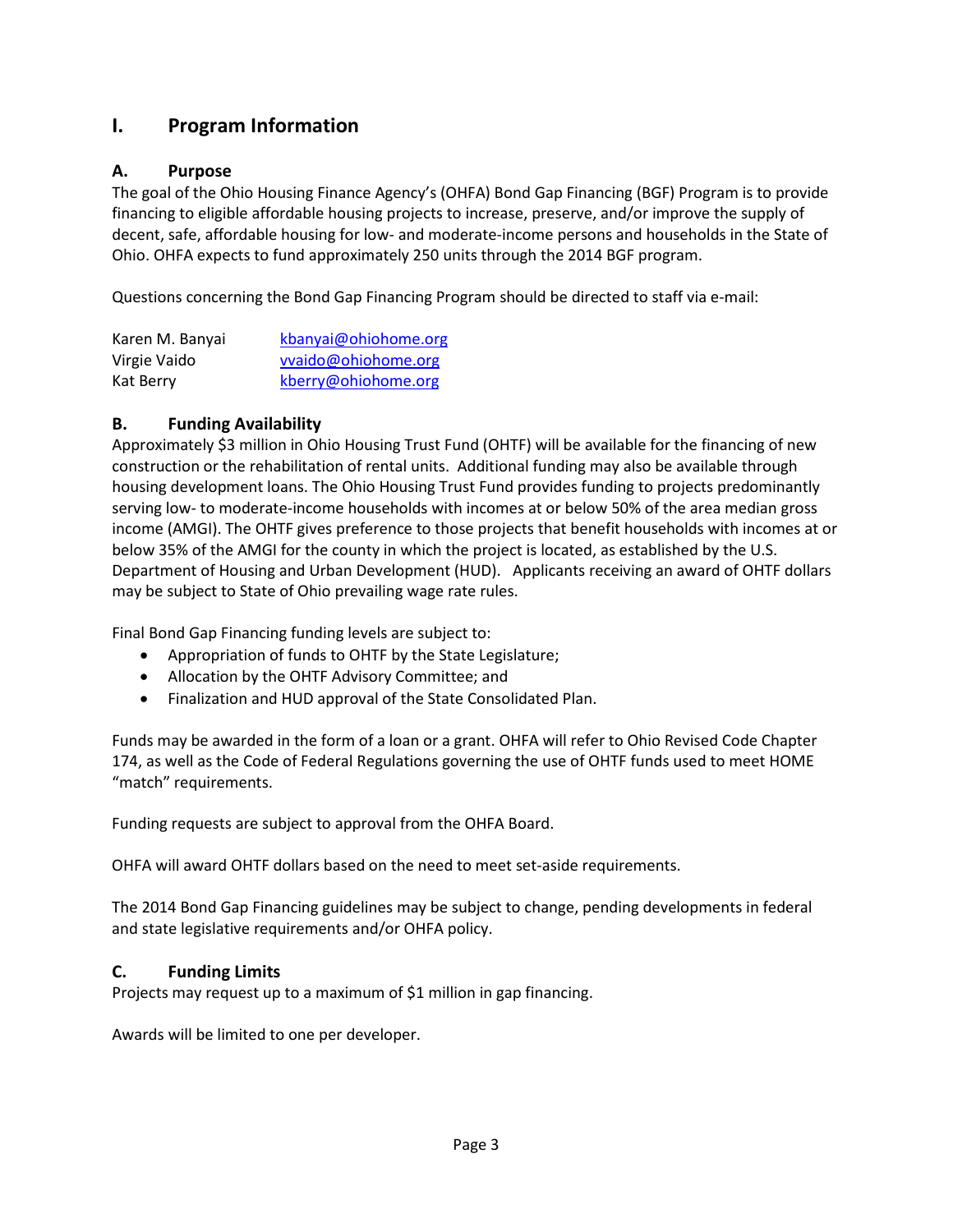# I. Program Information

## A. Purpose

The goal of the Ohio Housing Finance Agency's (OHFA) Bond Gap Financing (BGF) Program is to provide financing to eligible affordable housing projects to increase, preserve, and/or improve the supply of decent, safe, affordable housing for low- and moderate-income persons and households in the State of Ohio. OHFA expects to fund approximately 250 units through the 2014 BGF program.

Questions concerning the Bond Gap Financing Program should be directed to staff via e-mail:

| | |
|---|---|
| Karen M. Banyai | kbanyai@ohiohome.org |
| Virgie Vaido | vvaido@ohiohome.org |
| Kat Berry | kberry@ohiohome.org |

## B. Funding Availability

Approximately $3 million in Ohio Housing Trust Fund (OHTF) will be available for the financing of new construction or the rehabilitation of rental units. Additional funding may also be available through housing development loans. The Ohio Housing Trust Fund provides funding to projects predominantly serving low- to moderate-income households with incomes at or below 50% of the area median gross income (AMGI). The OHTF gives preference to those projects that benefit households with incomes at or below 35% of the AMGI for the county in which the project is located, as established by the U.S. Department of Housing and Urban Development (HUD). Applicants receiving an award of OHTF dollars may be subject to State of Ohio prevailing wage rate rules.

Final Bond Gap Financing funding levels are subject to:

- Appropriation of funds to OHTF by the State Legislature;
- Allocation by the OHTF Advisory Committee; and
- Finalization and HUD approval of the State Consolidated Plan.

Funds may be awarded in the form of a loan or a grant. OHFA will refer to Ohio Revised Code Chapter 174, as well as the Code of Federal Regulations governing the use of OHTF funds used to meet HOME "match" requirements.

Funding requests are subject to approval from the OHFA Board.

OHFA will award OHTF dollars based on the need to meet set-aside requirements.

The 2014 Bond Gap Financing guidelines may be subject to change, pending developments in federal and state legislative requirements and/or OHFA policy.

## C. Funding Limits

Projects may request up to a maximum of $1 million in gap financing.

Awards will be limited to one per developer.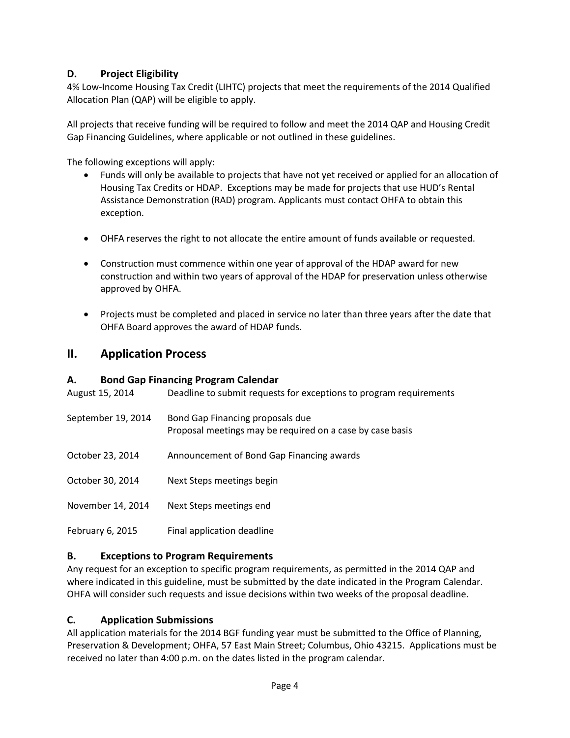### D. Project Eligibility

4% Low-Income Housing Tax Credit (LIHTC) projects that meet the requirements of the 2014 Qualified Allocation Plan (QAP) will be eligible to apply.

All projects that receive funding will be required to follow and meet the 2014 QAP and Housing Credit Gap Financing Guidelines, where applicable or not outlined in these guidelines.

The following exceptions will apply:

- Funds will only be available to projects that have not yet received or applied for an allocation of Housing Tax Credits or HDAP. Exceptions may be made for projects that use HUD's Rental Assistance Demonstration (RAD) program. Applicants must contact OHFA to obtain this exception.
- OHFA reserves the right to not allocate the entire amount of funds available or requested.
- Construction must commence within one year of approval of the HDAP award for new construction and within two years of approval of the HDAP for preservation unless otherwise approved by OHFA.
- Projects must be completed and placed in service no later than three years after the date that OHFA Board approves the award of HDAP funds.

## II. Application Process

### A. Bond Gap Financing Program Calendar

| | |
|---|---|
| August 15, 2014 | Deadline to submit requests for exceptions to program requirements |
| September 19, 2014 | Bond Gap Financing proposals due<br>Proposal meetings may be required on a case by case basis |
| October 23, 2014 | Announcement of Bond Gap Financing awards |
| October 30, 2014 | Next Steps meetings begin |
| November 14, 2014 | Next Steps meetings end |
| February 6, 2015 | Final application deadline |

### B. Exceptions to Program Requirements

Any request for an exception to specific program requirements, as permitted in the 2014 QAP and where indicated in this guideline, must be submitted by the date indicated in the Program Calendar. OHFA will consider such requests and issue decisions within two weeks of the proposal deadline.

### C. Application Submissions

All application materials for the 2014 BGF funding year must be submitted to the Office of Planning, Preservation & Development; OHFA, 57 East Main Street; Columbus, Ohio 43215. Applications must be received no later than 4:00 p.m. on the dates listed in the program calendar.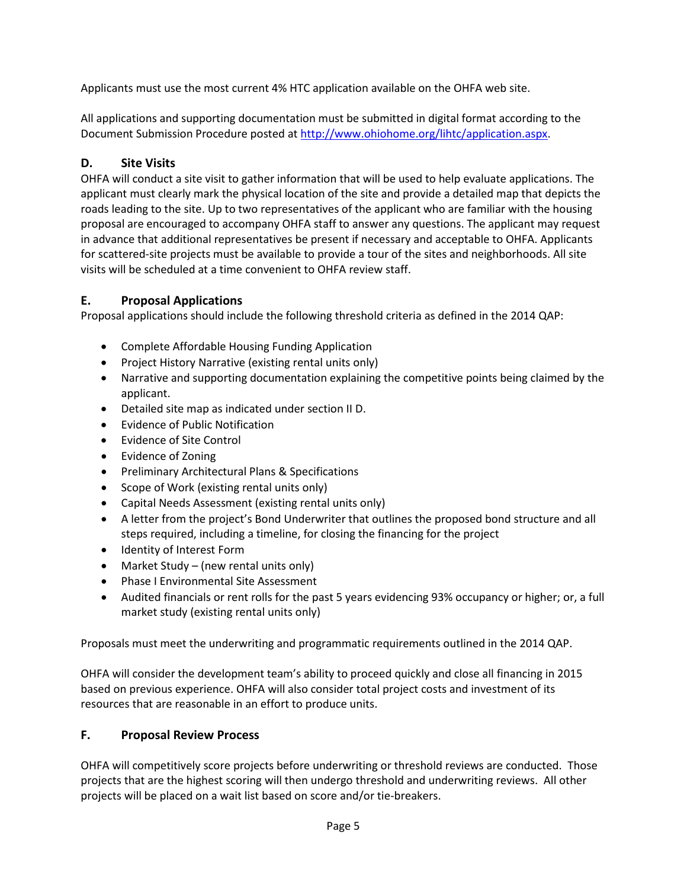Applicants must use the most current 4% HTC application available on the OHFA web site.

All applications and supporting documentation must be submitted in digital format according to the Document Submission Procedure posted at http://www.ohiohome.org/lihtc/application.aspx.

### D. Site Visits

OHFA will conduct a site visit to gather information that will be used to help evaluate applications. The applicant must clearly mark the physical location of the site and provide a detailed map that depicts the roads leading to the site. Up to two representatives of the applicant who are familiar with the housing proposal are encouraged to accompany OHFA staff to answer any questions. The applicant may request in advance that additional representatives be present if necessary and acceptable to OHFA. Applicants for scattered-site projects must be available to provide a tour of the sites and neighborhoods. All site visits will be scheduled at a time convenient to OHFA review staff.

### E. Proposal Applications

Proposal applications should include the following threshold criteria as defined in the 2014 QAP:

- Complete Affordable Housing Funding Application
- Project History Narrative (existing rental units only)
- Narrative and supporting documentation explaining the competitive points being claimed by the applicant.
- Detailed site map as indicated under section II D.
- Evidence of Public Notification
- Evidence of Site Control
- Evidence of Zoning
- Preliminary Architectural Plans & Specifications
- Scope of Work (existing rental units only)
- Capital Needs Assessment (existing rental units only)
- A letter from the project's Bond Underwriter that outlines the proposed bond structure and all steps required, including a timeline, for closing the financing for the project
- Identity of Interest Form
- Market Study – (new rental units only)
- Phase I Environmental Site Assessment
- Audited financials or rent rolls for the past 5 years evidencing 93% occupancy or higher; or, a full market study (existing rental units only)

Proposals must meet the underwriting and programmatic requirements outlined in the 2014 QAP.

OHFA will consider the development team's ability to proceed quickly and close all financing in 2015 based on previous experience. OHFA will also consider total project costs and investment of its resources that are reasonable in an effort to produce units.

### F. Proposal Review Process

OHFA will competitively score projects before underwriting or threshold reviews are conducted. Those projects that are the highest scoring will then undergo threshold and underwriting reviews. All other projects will be placed on a wait list based on score and/or tie-breakers.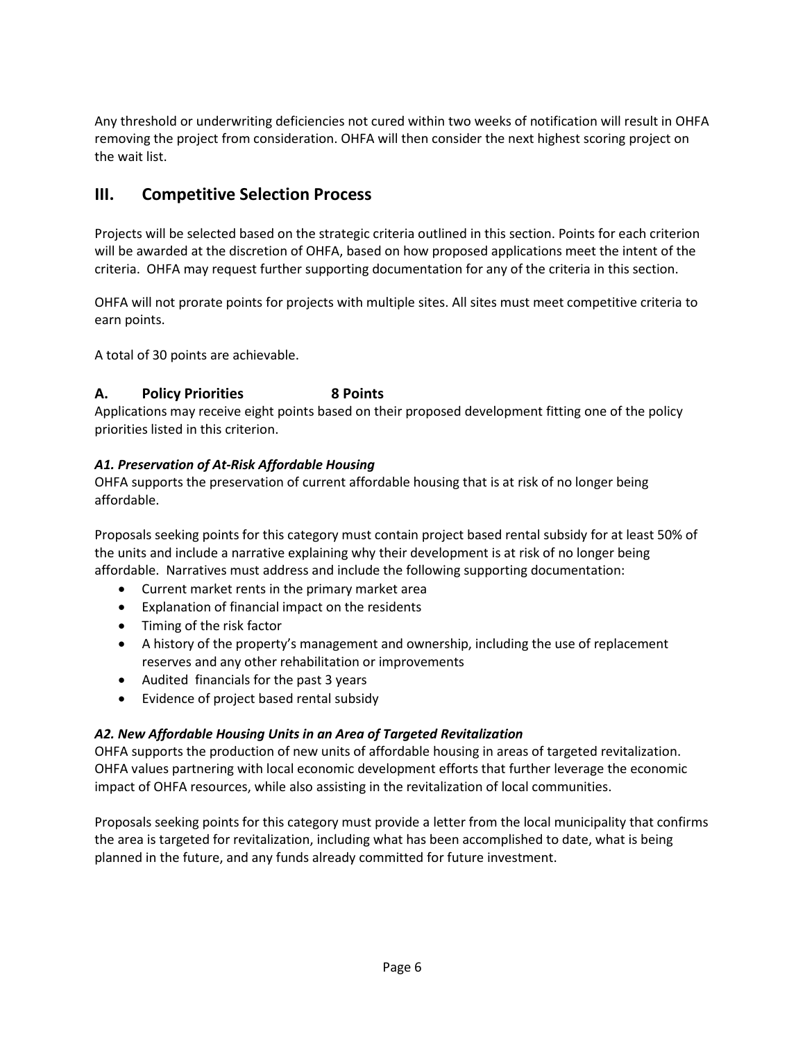Any threshold or underwriting deficiencies not cured within two weeks of notification will result in OHFA removing the project from consideration. OHFA will then consider the next highest scoring project on the wait list.

## III. Competitive Selection Process

Projects will be selected based on the strategic criteria outlined in this section. Points for each criterion will be awarded at the discretion of OHFA, based on how proposed applications meet the intent of the criteria. OHFA may request further supporting documentation for any of the criteria in this section.

OHFA will not prorate points for projects with multiple sites. All sites must meet competitive criteria to earn points.

A total of 30 points are achievable.

### A. Policy Priorities 8 Points

Applications may receive eight points based on their proposed development fitting one of the policy priorities listed in this criterion.

#### *A1. Preservation of At-Risk Affordable Housing*

OHFA supports the preservation of current affordable housing that is at risk of no longer being affordable.

Proposals seeking points for this category must contain project based rental subsidy for at least 50% of the units and include a narrative explaining why their development is at risk of no longer being affordable. Narratives must address and include the following supporting documentation:

- Current market rents in the primary market area
- Explanation of financial impact on the residents
- Timing of the risk factor
- A history of the property's management and ownership, including the use of replacement reserves and any other rehabilitation or improvements
- Audited financials for the past 3 years
- Evidence of project based rental subsidy

#### *A2. New Affordable Housing Units in an Area of Targeted Revitalization*

OHFA supports the production of new units of affordable housing in areas of targeted revitalization. OHFA values partnering with local economic development efforts that further leverage the economic impact of OHFA resources, while also assisting in the revitalization of local communities.

Proposals seeking points for this category must provide a letter from the local municipality that confirms the area is targeted for revitalization, including what has been accomplished to date, what is being planned in the future, and any funds already committed for future investment.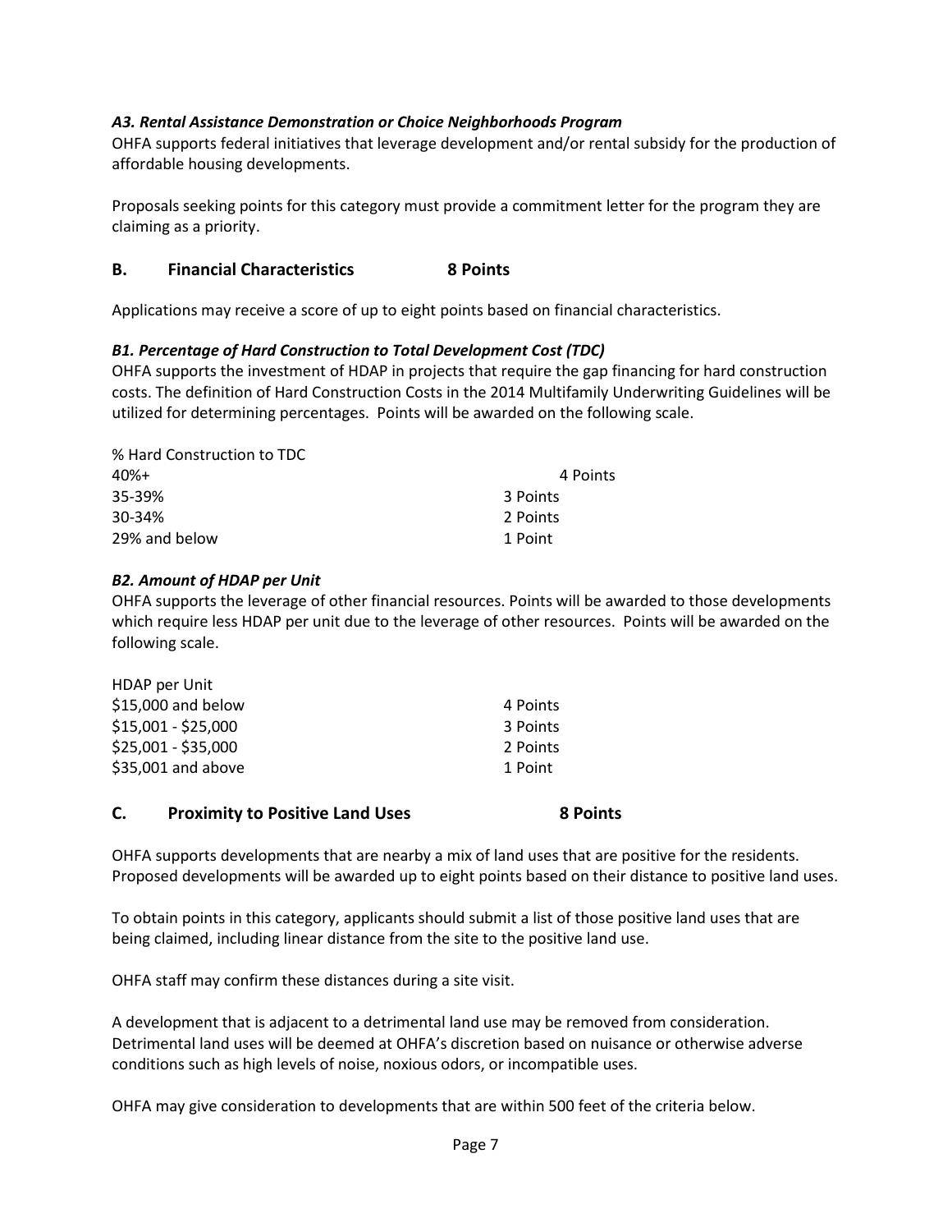#### *A3. Rental Assistance Demonstration or Choice Neighborhoods Program*

OHFA supports federal initiatives that leverage development and/or rental subsidy for the production of affordable housing developments.

Proposals seeking points for this category must provide a commitment letter for the program they are claiming as a priority.

### B. Financial Characteristics 8 Points

Applications may receive a score of up to eight points based on financial characteristics.

#### *B1. Percentage of Hard Construction to Total Development Cost (TDC)*

OHFA supports the investment of HDAP in projects that require the gap financing for hard construction costs. The definition of Hard Construction Costs in the 2014 Multifamily Underwriting Guidelines will be utilized for determining percentages. Points will be awarded on the following scale.

| % Hard Construction to TDC | |
|---|---|
| 40%+ | 4 Points |
| 35-39% | 3 Points |
| 30-34% | 2 Points |
| 29% and below | 1 Point |

#### *B2. Amount of HDAP per Unit*

OHFA supports the leverage of other financial resources. Points will be awarded to those developments which require less HDAP per unit due to the leverage of other resources. Points will be awarded on the following scale.

| HDAP per Unit | |
|---|---|
| $15,000 and below | 4 Points |
| $15,001 - $25,000 | 3 Points |
| $25,001 - $35,000 | 2 Points |
| $35,001 and above | 1 Point |

### C. Proximity to Positive Land Uses 8 Points

OHFA supports developments that are nearby a mix of land uses that are positive for the residents. Proposed developments will be awarded up to eight points based on their distance to positive land uses.

To obtain points in this category, applicants should submit a list of those positive land uses that are being claimed, including linear distance from the site to the positive land use.

OHFA staff may confirm these distances during a site visit.

A development that is adjacent to a detrimental land use may be removed from consideration. Detrimental land uses will be deemed at OHFA's discretion based on nuisance or otherwise adverse conditions such as high levels of noise, noxious odors, or incompatible uses.

OHFA may give consideration to developments that are within 500 feet of the criteria below.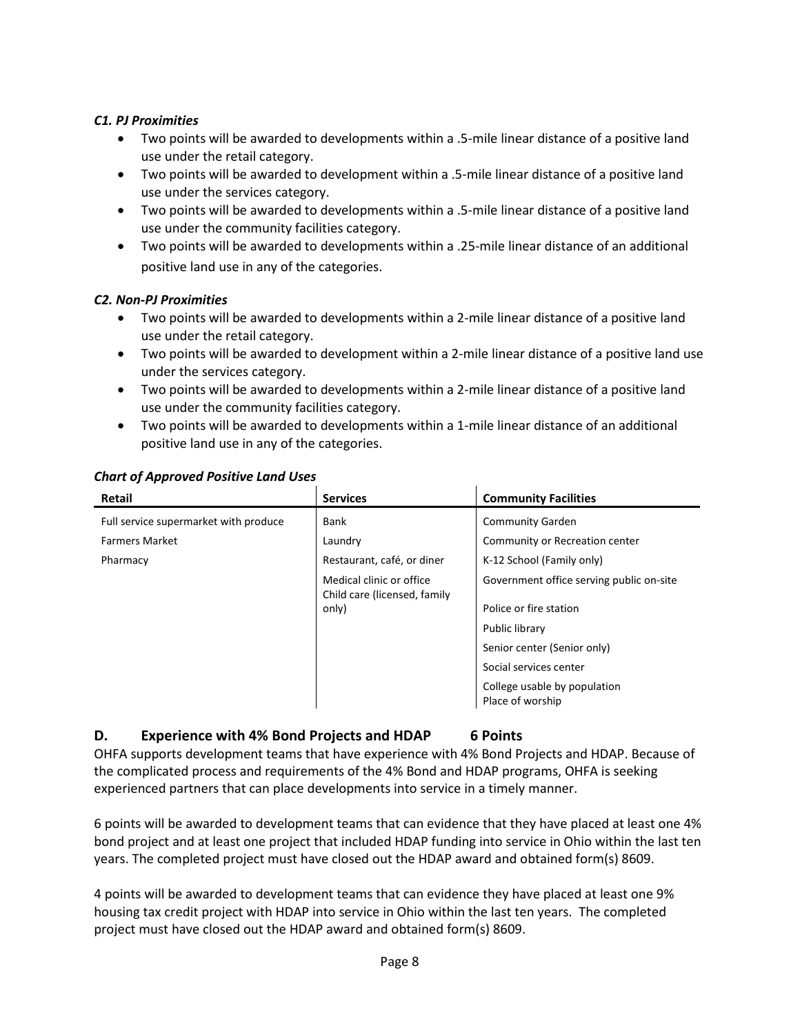#### *C1. PJ Proximities*

- Two points will be awarded to developments within a .5-mile linear distance of a positive land use under the retail category.
- Two points will be awarded to development within a .5-mile linear distance of a positive land use under the services category.
- Two points will be awarded to developments within a .5-mile linear distance of a positive land use under the community facilities category.
- Two points will be awarded to developments within a .25-mile linear distance of an additional positive land use in any of the categories.

#### *C2. Non-PJ Proximities*

- Two points will be awarded to developments within a 2-mile linear distance of a positive land use under the retail category.
- Two points will be awarded to development within a 2-mile linear distance of a positive land use under the services category.
- Two points will be awarded to developments within a 2-mile linear distance of a positive land use under the community facilities category.
- Two points will be awarded to developments within a 1-mile linear distance of an additional positive land use in any of the categories.

#### *Chart of Approved Positive Land Uses*

| Retail | Services | Community Facilities |
|---|---|---|
| Full service supermarket with produce | Bank | Community Garden |
| Farmers Market | Laundry | Community or Recreation center |
| Pharmacy | Restaurant, café, or diner | K-12 School (Family only) |
| | Medical clinic or office | Government office serving public on-site |
| | Child care (licensed, family only) | Police or fire station |
| | | Public library |
| | | Senior center (Senior only) |
| | | Social services center |
| | | College usable by population |
| | | Place of worship |

## D. Experience with 4% Bond Projects and HDAP 6 Points

OHFA supports development teams that have experience with 4% Bond Projects and HDAP. Because of the complicated process and requirements of the 4% Bond and HDAP programs, OHFA is seeking experienced partners that can place developments into service in a timely manner.

6 points will be awarded to development teams that can evidence that they have placed at least one 4% bond project and at least one project that included HDAP funding into service in Ohio within the last ten years. The completed project must have closed out the HDAP award and obtained form(s) 8609.

4 points will be awarded to development teams that can evidence they have placed at least one 9% housing tax credit project with HDAP into service in Ohio within the last ten years. The completed project must have closed out the HDAP award and obtained form(s) 8609.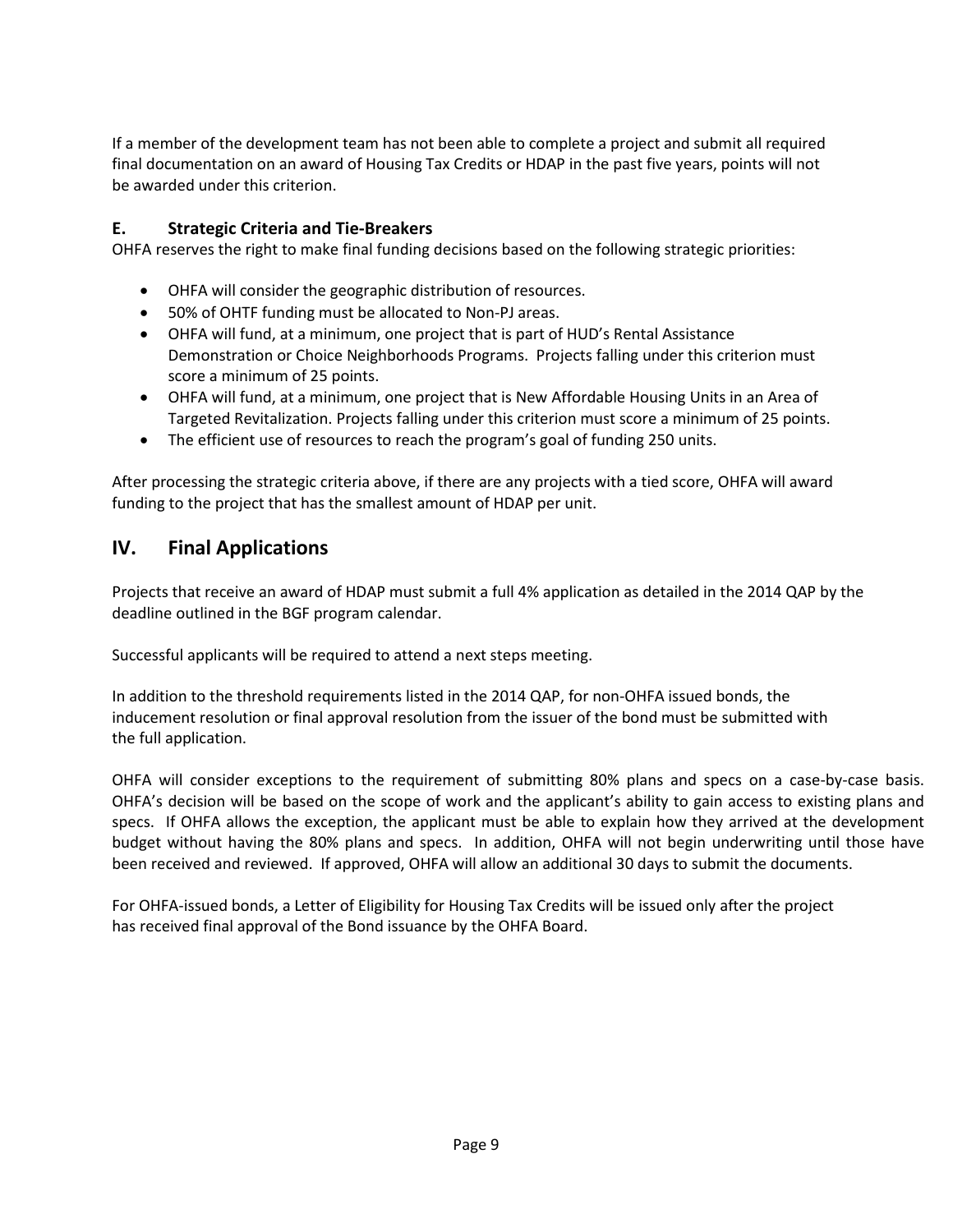If a member of the development team has not been able to complete a project and submit all required final documentation on an award of Housing Tax Credits or HDAP in the past five years, points will not be awarded under this criterion.

### E. Strategic Criteria and Tie-Breakers

OHFA reserves the right to make final funding decisions based on the following strategic priorities:

- OHFA will consider the geographic distribution of resources.
- 50% of OHTF funding must be allocated to Non-PJ areas.
- OHFA will fund, at a minimum, one project that is part of HUD's Rental Assistance Demonstration or Choice Neighborhoods Programs. Projects falling under this criterion must score a minimum of 25 points.
- OHFA will fund, at a minimum, one project that is New Affordable Housing Units in an Area of Targeted Revitalization. Projects falling under this criterion must score a minimum of 25 points.
- The efficient use of resources to reach the program's goal of funding 250 units.

After processing the strategic criteria above, if there are any projects with a tied score, OHFA will award funding to the project that has the smallest amount of HDAP per unit.

## IV. Final Applications

Projects that receive an award of HDAP must submit a full 4% application as detailed in the 2014 QAP by the deadline outlined in the BGF program calendar.

Successful applicants will be required to attend a next steps meeting.

In addition to the threshold requirements listed in the 2014 QAP, for non-OHFA issued bonds, the inducement resolution or final approval resolution from the issuer of the bond must be submitted with the full application.

OHFA will consider exceptions to the requirement of submitting 80% plans and specs on a case-by-case basis. OHFA's decision will be based on the scope of work and the applicant's ability to gain access to existing plans and specs. If OHFA allows the exception, the applicant must be able to explain how they arrived at the development budget without having the 80% plans and specs. In addition, OHFA will not begin underwriting until those have been received and reviewed. If approved, OHFA will allow an additional 30 days to submit the documents.

For OHFA-issued bonds, a Letter of Eligibility for Housing Tax Credits will be issued only after the project has received final approval of the Bond issuance by the OHFA Board.